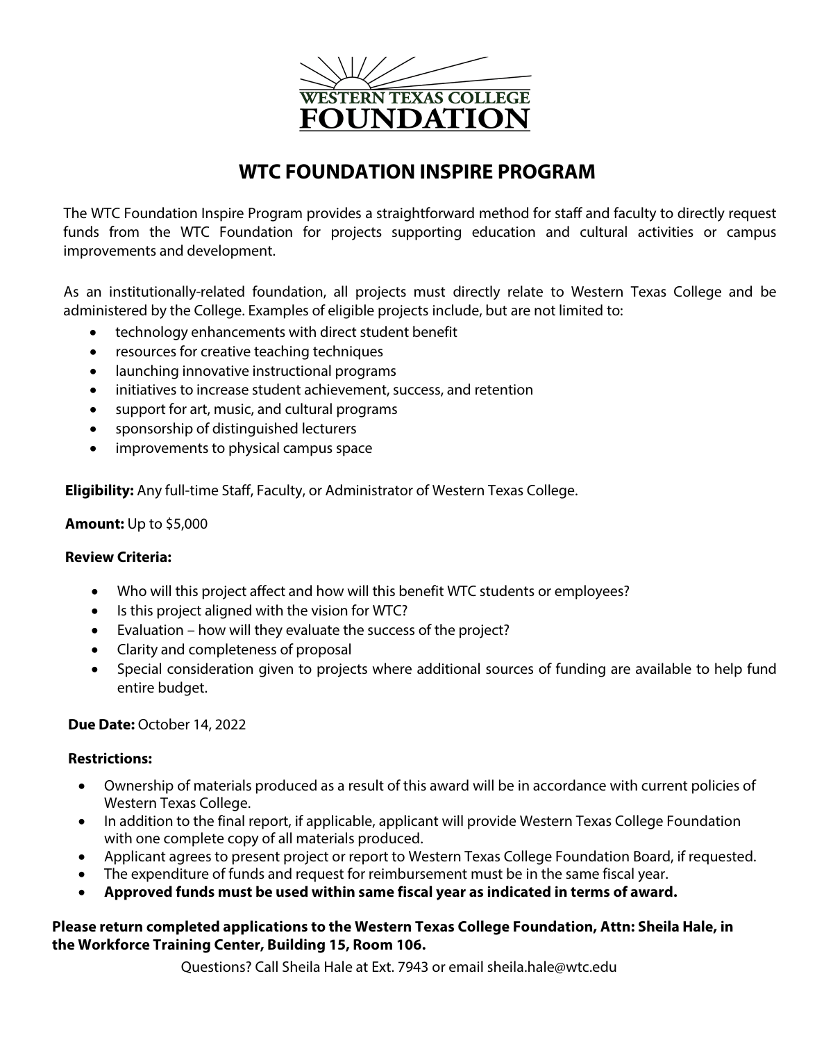WESTERN TEXAS COLLEGE
FOUNDATION

# WTC FOUNDATION INSPIRE PROGRAM

The WTC Foundation Inspire Program provides a straightforward method for staff and faculty to directly request funds from the WTC Foundation for projects supporting education and cultural activities or campus improvements and development.

As an institutionally-related foundation, all projects must directly relate to Western Texas College and be administered by the College. Examples of eligible projects include, but are not limited to:

- technology enhancements with direct student benefit
- resources for creative teaching techniques
- launching innovative instructional programs
- initiatives to increase student achievement, success, and retention
- support for art, music, and cultural programs
- sponsorship of distinguished lecturers
- improvements to physical campus space

**Eligibility:** Any full-time Staff, Faculty, or Administrator of Western Texas College.

**Amount:** Up to $5,000

**Review Criteria:**

- Who will this project affect and how will this benefit WTC students or employees?
- Is this project aligned with the vision for WTC?
- Evaluation – how will they evaluate the success of the project?
- Clarity and completeness of proposal
- Special consideration given to projects where additional sources of funding are available to help fund entire budget.

**Due Date:** October 14, 2022

**Restrictions:**

- Ownership of materials produced as a result of this award will be in accordance with current policies of Western Texas College.
- In addition to the final report, if applicable, applicant will provide Western Texas College Foundation with one complete copy of all materials produced.
- Applicant agrees to present project or report to Western Texas College Foundation Board, if requested.
- The expenditure of funds and request for reimbursement must be in the same fiscal year.
- **Approved funds must be used within same fiscal year as indicated in terms of award.**

**Please return completed applications to the Western Texas College Foundation, Attn: Sheila Hale, in the Workforce Training Center, Building 15, Room 106.**

Questions? Call Sheila Hale at Ext. 7943 or email sheila.hale@wtc.edu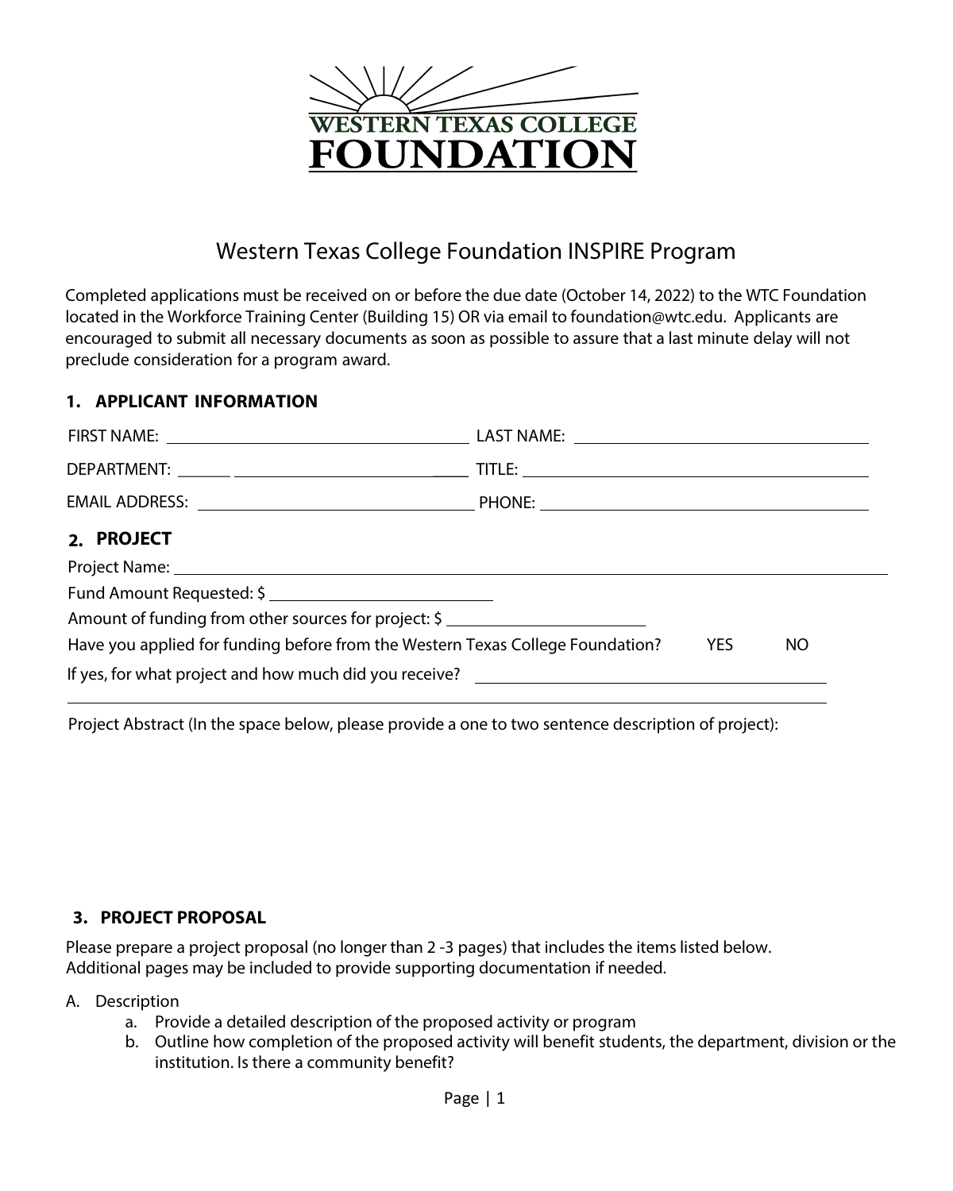**WESTERN TEXAS COLLEGE FOUNDATION**

# Western Texas College Foundation INSPIRE Program

Completed applications must be received on or before the due date (October 14, 2022) to the WTC Foundation located in the Workforce Training Center (Building 15) OR via email to foundation@wtc.edu. Applicants are encouraged to submit all necessary documents as soon as possible to assure that a last minute delay will not preclude consideration for a program award.

## 1. APPLICANT INFORMATION

FIRST NAME: ______________________ LAST NAME: ______________________

DEPARTMENT: ______________________ TITLE: ______________________

EMAIL ADDRESS: ______________________ PHONE: ______________________

## 2. PROJECT

Project Name: ______________________________________________

Fund Amount Requested: $ ______________________

Amount of funding from other sources for project: $ ______________________

Have you applied for funding before from the Western Texas College Foundation? YES NO

If yes, for what project and how much did you receive? ______________________

______________________________________________

Project Abstract (In the space below, please provide a one to two sentence description of project):

## 3. PROJECT PROPOSAL

Please prepare a project proposal (no longer than 2 -3 pages) that includes the items listed below. Additional pages may be included to provide supporting documentation if needed.

A. Description
   a. Provide a detailed description of the proposed activity or program
   b. Outline how completion of the proposed activity will benefit students, the department, division or the institution. Is there a community benefit?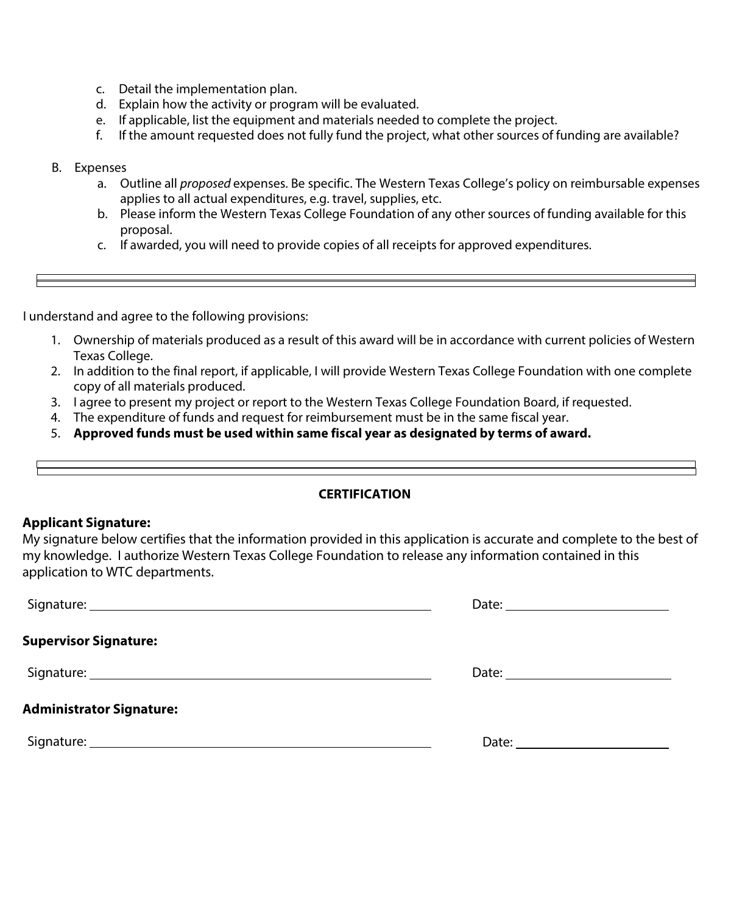c. Detail the implementation plan.
d. Explain how the activity or program will be evaluated.
e. If applicable, list the equipment and materials needed to complete the project.
f. If the amount requested does not fully fund the project, what other sources of funding are available?

B. Expenses

a. Outline all *proposed* expenses. Be specific. The Western Texas College's policy on reimbursable expenses applies to all actual expenditures, e.g. travel, supplies, etc.
b. Please inform the Western Texas College Foundation of any other sources of funding available for this proposal.
c. If awarded, you will need to provide copies of all receipts for approved expenditures.

---

I understand and agree to the following provisions:

1. Ownership of materials produced as a result of this award will be in accordance with current policies of Western Texas College.
2. In addition to the final report, if applicable, I will provide Western Texas College Foundation with one complete copy of all materials produced.
3. I agree to present my project or report to the Western Texas College Foundation Board, if requested.
4. The expenditure of funds and request for reimbursement must be in the same fiscal year.
5. **Approved funds must be used within same fiscal year as designated by terms of award.**

---

**CERTIFICATION**

**Applicant Signature:**
My signature below certifies that the information provided in this application is accurate and complete to the best of my knowledge. I authorize Western Texas College Foundation to release any information contained in this application to WTC departments.

Signature: ______________________________ Date: ____________________

**Supervisor Signature:**

Signature: ______________________________ Date: ____________________

**Administrator Signature:**

Signature: ______________________________ Date: ____________________